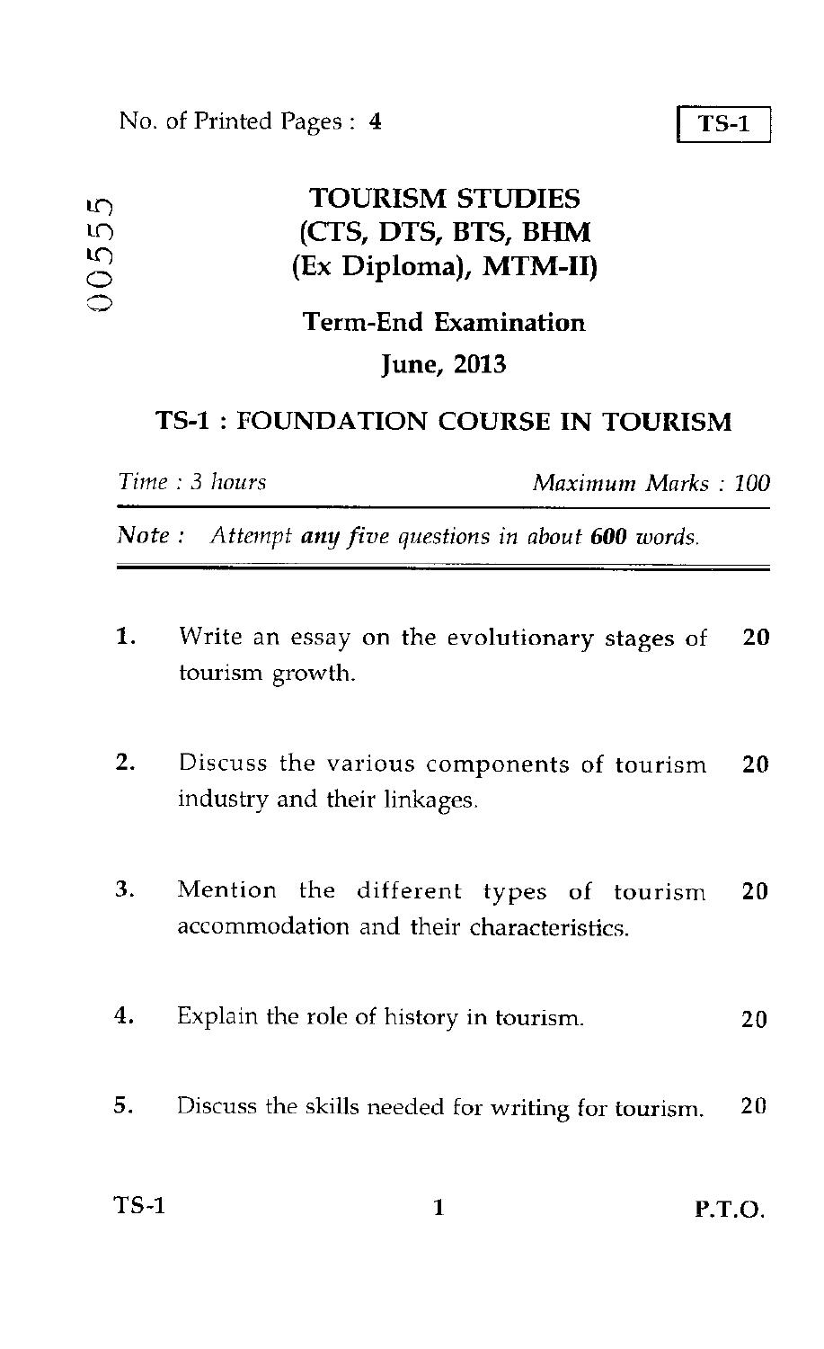No. of Printed Pages : 4

**TS-1**

00555

# TOURISM STUDIES (CTS, DTS, BTS, BHM (Ex Diploma), MTM-II)

## Term-End Examination

## June, 2013

## TS-1 : FOUNDATION COURSE IN TOURISM

*Time : 3 hours* *Maximum Marks : 100*

*Note : Attempt **any five** questions in about **600** words.*

1. Write an essay on the evolutionary stages of tourism growth. **20**

2. Discuss the various components of tourism industry and their linkages. **20**

3. Mention the different types of tourism accommodation and their characteristics. **20**

4. Explain the role of history in tourism. **20**

5. Discuss the skills needed for writing for tourism. **20**

P.T.O.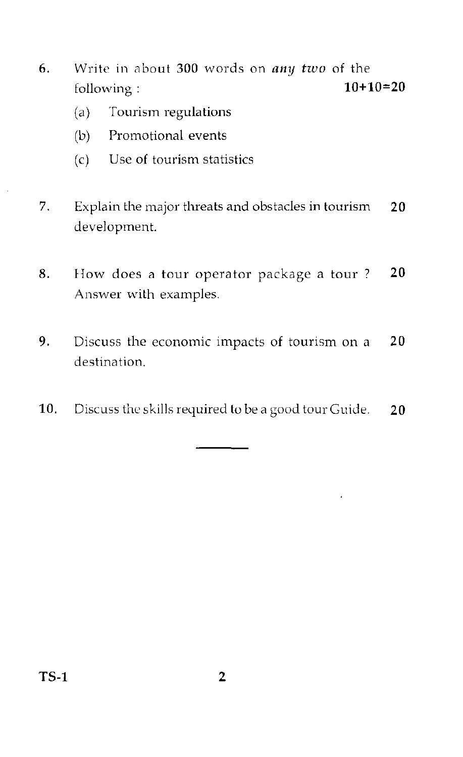6. Write in about 300 words on *any two* of the following : **10+10=20**

   (a) Tourism regulations

   (b) Promotional events

   (c) Use of tourism statistics

7. Explain the major threats and obstacles in tourism development. **20**

8. How does a tour operator package a tour ? Answer with examples. **20**

9. Discuss the economic impacts of tourism on a destination. **20**

10. Discuss the skills required to be a good tour Guide. **20**

---

**TS-1**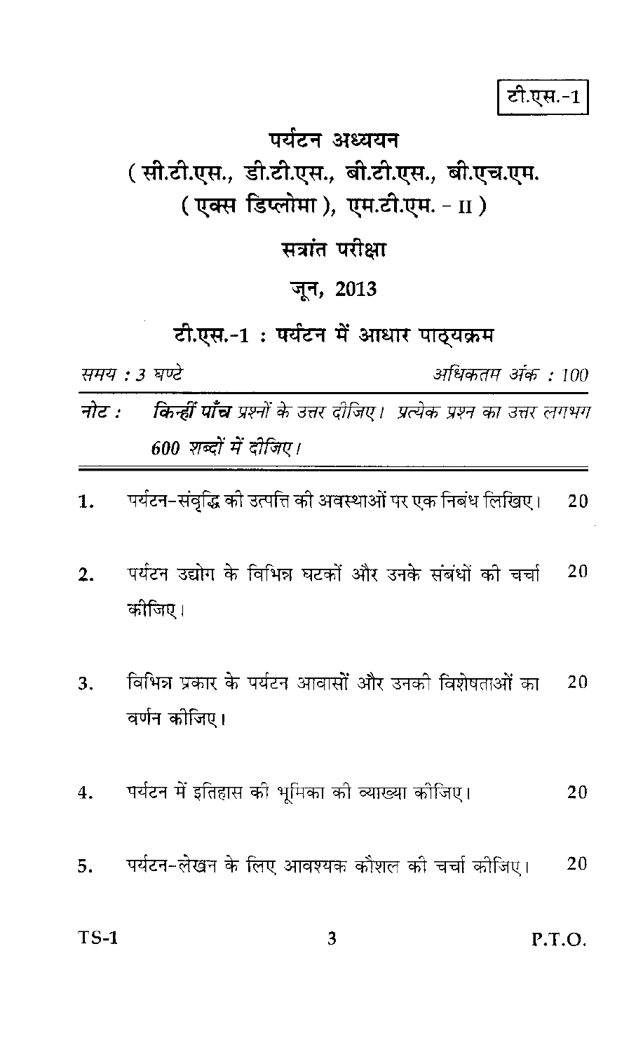टी.एस.-1

# पर्यटन अध्ययन

## (सी.टी.एस., डी.टी.एस., बी.टी.एस., बी.एच.एम. (एक्स डिप्लोमा), एम.टी.एम. - II)

## सत्रांत परीक्षा

## जून, 2013

## टी.एस.-1 : पर्यटन में आधार पाठ्यक्रम

*समय : 3 घण्टे* *अधिकतम अंक : 100*

*नोट : **किन्हीं पाँच** प्रश्नों के उत्तर दीजिए। प्रत्येक प्रश्न का उत्तर लगभग 600 शब्दों में दीजिए।*

1. पर्यटन-संवृद्धि की उत्पत्ति की अवस्थाओं पर एक निबंध लिखिए। 20

2. पर्यटन उद्योग के विभिन्न घटकों और उनके संबंधों की चर्चा कीजिए। 20

3. विभिन्न प्रकार के पर्यटन आवासों और उनकी विशेषताओं का वर्णन कीजिए। 20

4. पर्यटन में इतिहास की भूमिका की व्याख्या कीजिए। 20

5. पर्यटन-लेखन के लिए आवश्यक कौशल की चर्चा कीजिए। 20

P.T.O.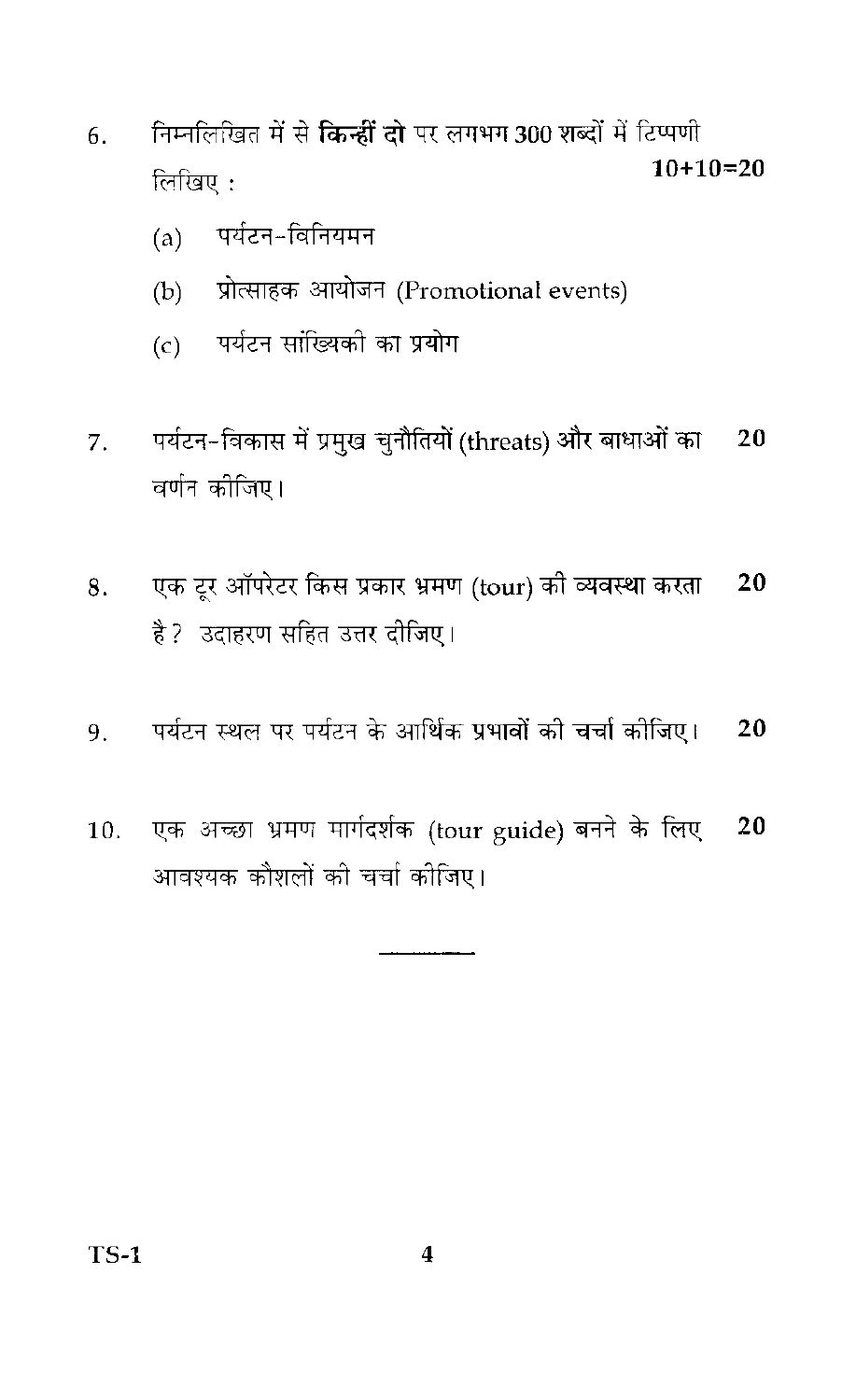6. निम्नलिखित में से **किन्हीं दो** पर लगभग 300 शब्दों में टिप्पणी लिखिए : **10+10=20**

   (a) पर्यटन-विनियमन

   (b) प्रोत्साहक आयोजन (Promotional events)

   (c) पर्यटन सांख्यिकी का प्रयोग

7. पर्यटन-विकास में प्रमुख चुनौतियों (threats) और बाधाओं का वर्णन कीजिए। **20**

8. एक टूर ऑपरेटर किस प्रकार भ्रमण (tour) की व्यवस्था करता है ? उदाहरण सहित उत्तर दीजिए। **20**

9. पर्यटन स्थल पर पर्यटन के आर्थिक प्रभावों की चर्चा कीजिए। **20**

10. एक अच्छा भ्रमण मार्गदर्शक (tour guide) बनने के लिए आवश्यक कौशलों की चर्चा कीजिए। **20**